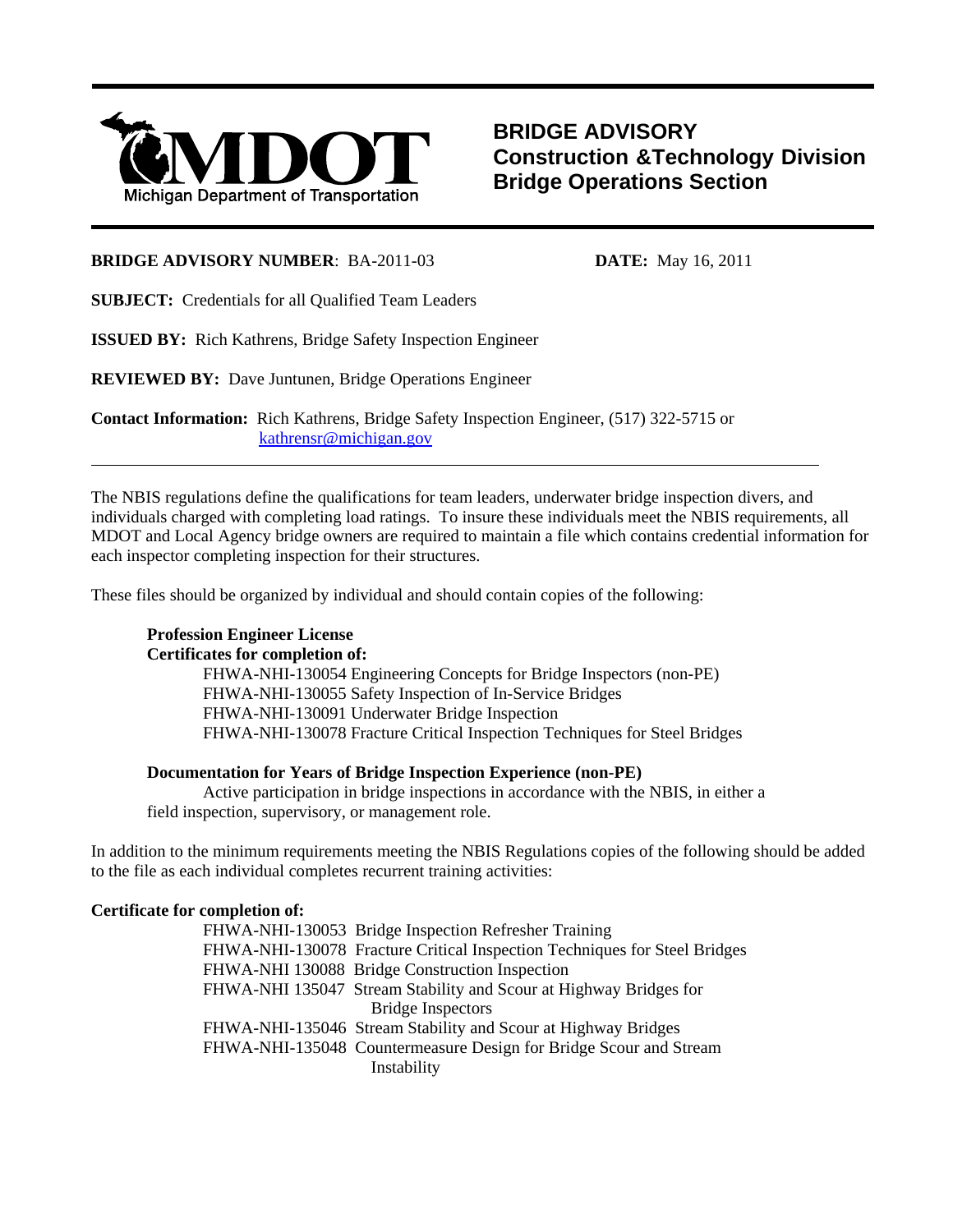MDOT
Michigan Department of Transportation

# BRIDGE ADVISORY
## Construction &Technology Division
## Bridge Operations Section

**BRIDGE ADVISORY NUMBER**: BA-2011-03 **DATE:** May 16, 2011

**SUBJECT:** Credentials for all Qualified Team Leaders

**ISSUED BY:** Rich Kathrens, Bridge Safety Inspection Engineer

**REVIEWED BY:** Dave Juntunen, Bridge Operations Engineer

**Contact Information:** Rich Kathrens, Bridge Safety Inspection Engineer, (517) 322-5715 or kathrensr@michigan.gov

---

The NBIS regulations define the qualifications for team leaders, underwater bridge inspection divers, and individuals charged with completing load ratings. To insure these individuals meet the NBIS requirements, all MDOT and Local Agency bridge owners are required to maintain a file which contains credential information for each inspector completing inspection for their structures.

These files should be organized by individual and should contain copies of the following:

**Profession Engineer License**
**Certificates for completion of:**
- FHWA-NHI-130054 Engineering Concepts for Bridge Inspectors (non-PE)
- FHWA-NHI-130055 Safety Inspection of In-Service Bridges
- FHWA-NHI-130091 Underwater Bridge Inspection
- FHWA-NHI-130078 Fracture Critical Inspection Techniques for Steel Bridges

**Documentation for Years of Bridge Inspection Experience (non-PE)**
Active participation in bridge inspections in accordance with the NBIS, in either a field inspection, supervisory, or management role.

In addition to the minimum requirements meeting the NBIS Regulations copies of the following should be added to the file as each individual completes recurrent training activities:

**Certificate for completion of:**
- FHWA-NHI-130053 Bridge Inspection Refresher Training
- FHWA-NHI-130078 Fracture Critical Inspection Techniques for Steel Bridges
- FHWA-NHI 130088 Bridge Construction Inspection
- FHWA-NHI 135047 Stream Stability and Scour at Highway Bridges for Bridge Inspectors
- FHWA-NHI-135046 Stream Stability and Scour at Highway Bridges
- FHWA-NHI-135048 Countermeasure Design for Bridge Scour and Stream Instability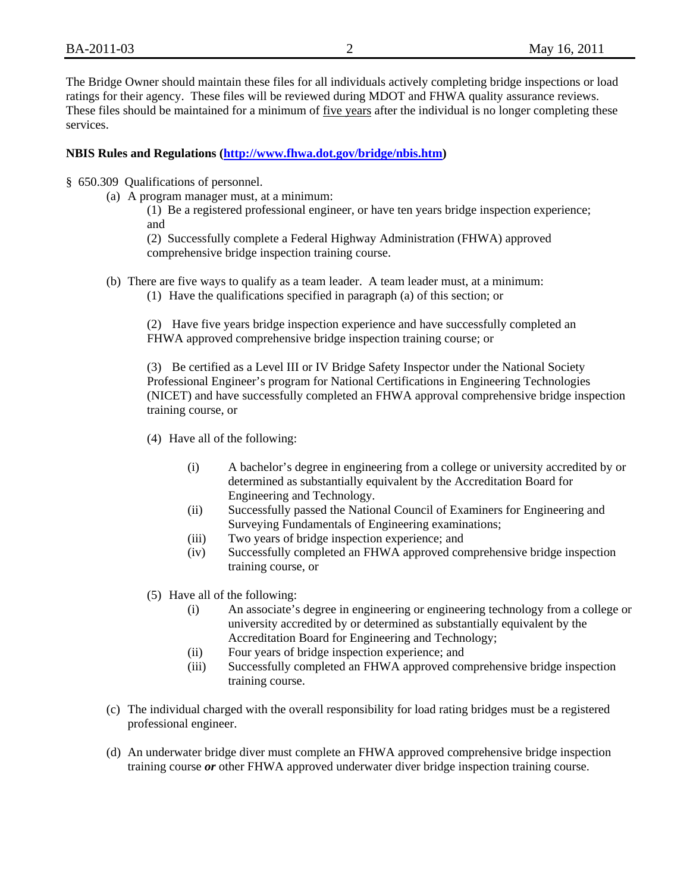The Bridge Owner should maintain these files for all individuals actively completing bridge inspections or load ratings for their agency. These files will be reviewed during MDOT and FHWA quality assurance reviews. These files should be maintained for a minimum of five years after the individual is no longer completing these services.

**NBIS Rules and Regulations ([http://www.fhwa.dot.gov/bridge/nbis.htm](http://www.fhwa.dot.gov/bridge/nbis.htm))**

§ 650.309 Qualifications of personnel.

(a) A program manager must, at a minimum:

(1) Be a registered professional engineer, or have ten years bridge inspection experience; and

(2) Successfully complete a Federal Highway Administration (FHWA) approved comprehensive bridge inspection training course.

(b) There are five ways to qualify as a team leader. A team leader must, at a minimum:

(1) Have the qualifications specified in paragraph (a) of this section; or

(2) Have five years bridge inspection experience and have successfully completed an FHWA approved comprehensive bridge inspection training course; or

(3) Be certified as a Level III or IV Bridge Safety Inspector under the National Society Professional Engineer's program for National Certifications in Engineering Technologies (NICET) and have successfully completed an FHWA approval comprehensive bridge inspection training course, or

(4) Have all of the following:

(i) A bachelor's degree in engineering from a college or university accredited by or determined as substantially equivalent by the Accreditation Board for Engineering and Technology.

(ii) Successfully passed the National Council of Examiners for Engineering and Surveying Fundamentals of Engineering examinations;

(iii) Two years of bridge inspection experience; and

(iv) Successfully completed an FHWA approved comprehensive bridge inspection training course, or

(5) Have all of the following:

(i) An associate's degree in engineering or engineering technology from a college or university accredited by or determined as substantially equivalent by the Accreditation Board for Engineering and Technology;

(ii) Four years of bridge inspection experience; and

(iii) Successfully completed an FHWA approved comprehensive bridge inspection training course.

(c) The individual charged with the overall responsibility for load rating bridges must be a registered professional engineer.

(d) An underwater bridge diver must complete an FHWA approved comprehensive bridge inspection training course ***or*** other FHWA approved underwater diver bridge inspection training course.